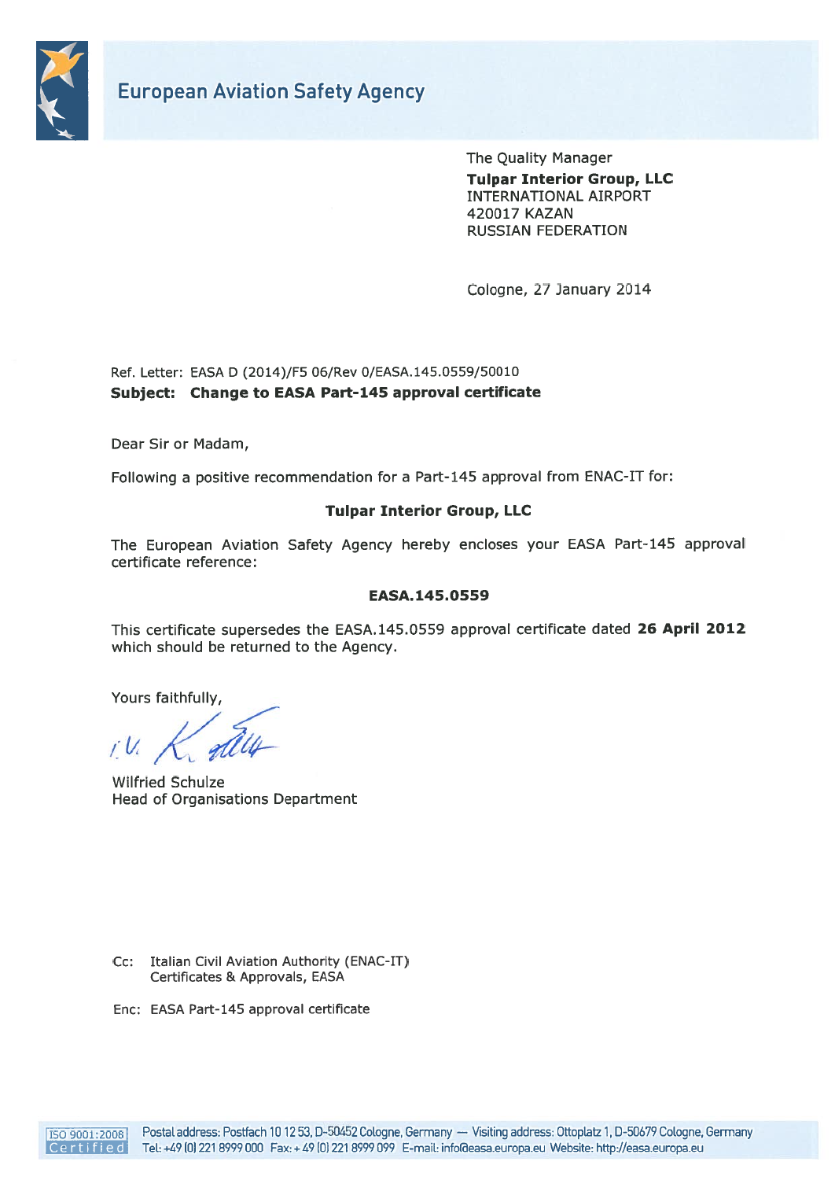# European Aviation Safety Agency

The Quality Manager
**Tulpar Interior Group, LLC**
INTERNATIONAL AIRPORT
420017 KAZAN
RUSSIAN FEDERATION

Cologne, 27 January 2014

Ref. Letter: EASA D (2014)/F5 06/Rev 0/EASA.145.0559/50010
**Subject: Change to EASA Part-145 approval certificate**

Dear Sir or Madam,

Following a positive recommendation for a Part-145 approval from ENAC-IT for:

**Tulpar Interior Group, LLC**

The European Aviation Safety Agency hereby encloses your EASA Part-145 approval certificate reference:

**EASA.145.0559**

This certificate supersedes the EASA.145.0559 approval certificate dated **26 April 2012** which should be returned to the Agency.

Yours faithfully,

i.V.

Wilfried Schulze
Head of Organisations Department

Cc: Italian Civil Aviation Authority (ENAC-IT)
Certificates & Approvals, EASA

Enc: EASA Part-145 approval certificate

ISO 9001:2008 Certified

Postal address: Postfach 10 12 53, D-50452 Cologne, Germany — Visiting address: Ottoplatz 1, D-50679 Cologne, Germany
Tel: +49 (0) 221 8999 000 Fax: + 49 (0) 221 8999 099 E-mail: info@easa.europa.eu Website: http://easa.europa.eu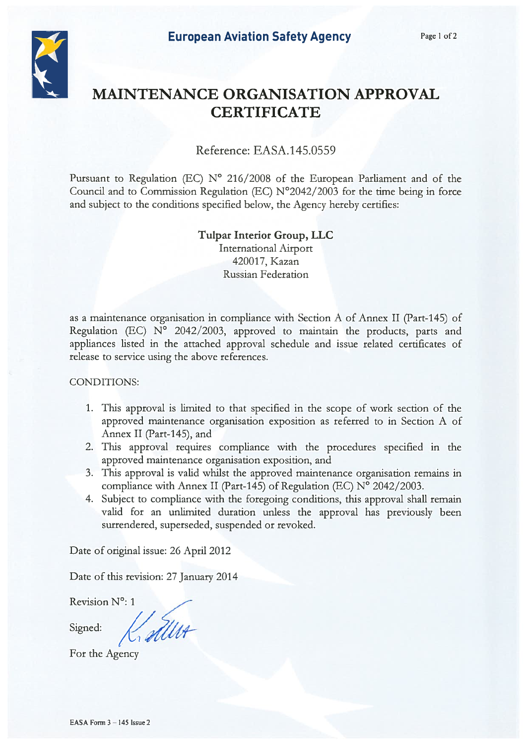European Aviation Safety Agency

# MAINTENANCE ORGANISATION APPROVAL CERTIFICATE

Reference: EASA.145.0559

Pursuant to Regulation (EC) N° 216/2008 of the European Parliament and of the Council and to Commission Regulation (EC) N°2042/2003 for the time being in force and subject to the conditions specified below, the Agency hereby certifies:

**Tulpar Interior Group, LLC**
International Airport
420017, Kazan
Russian Federation

as a maintenance organisation in compliance with Section A of Annex II (Part-145) of Regulation (EC) N° 2042/2003, approved to maintain the products, parts and appliances listed in the attached approval schedule and issue related certificates of release to service using the above references.

CONDITIONS:

1. This approval is limited to that specified in the scope of work section of the approved maintenance organisation exposition as referred to in Section A of Annex II (Part-145), and
2. This approval requires compliance with the procedures specified in the approved maintenance organisation exposition, and
3. This approval is valid whilst the approved maintenance organisation remains in compliance with Annex II (Part-145) of Regulation (EC) N° 2042/2003.
4. Subject to compliance with the foregoing conditions, this approval shall remain valid for an unlimited duration unless the approval has previously been surrendered, superseded, suspended or revoked.

Date of original issue: 26 April 2012

Date of this revision: 27 January 2014

Revision N°: 1

Signed:

For the Agency

EASA Form 3 – 145 Issue 2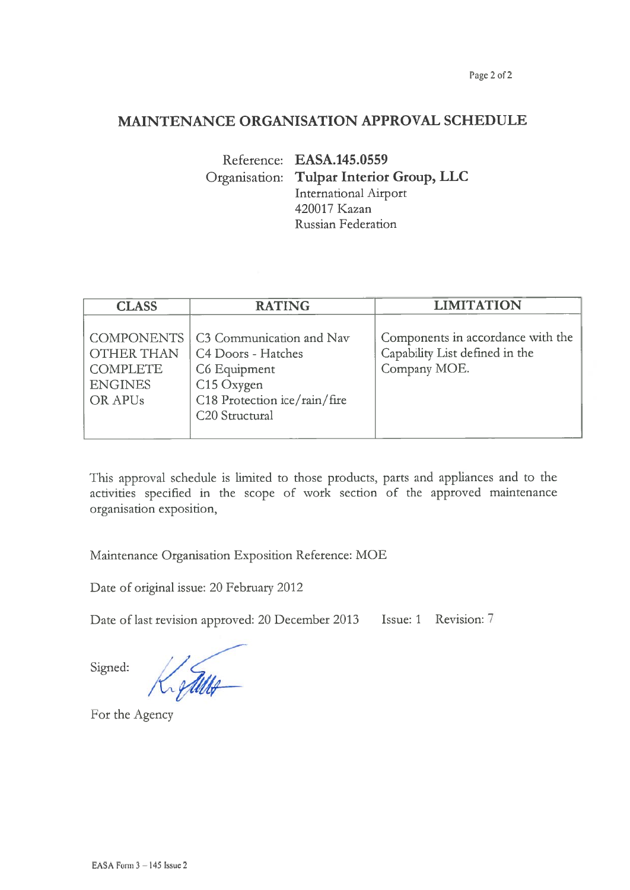# MAINTENANCE ORGANISATION APPROVAL SCHEDULE

Reference: **EASA.145.0559**
Organisation: **Tulpar Interior Group, LLC**
International Airport
420017 Kazan
Russian Federation

| CLASS | RATING | LIMITATION |
|---|---|---|
| COMPONENTS OTHER THAN COMPLETE ENGINES OR APUs | C3 Communication and Nav<br>C4 Doors - Hatches<br>C6 Equipment<br>C15 Oxygen<br>C18 Protection ice/rain/fire<br>C20 Structural | Components in accordance with the Capability List defined in the Company MOE. |

This approval schedule is limited to those products, parts and appliances and to the activities specified in the scope of work section of the approved maintenance organisation exposition,

Maintenance Organisation Exposition Reference: MOE

Date of original issue: 20 February 2012

Date of last revision approved: 20 December 2013 Issue: 1 Revision: 7

Signed:

For the Agency

EASA Form 3 – 145 Issue 2